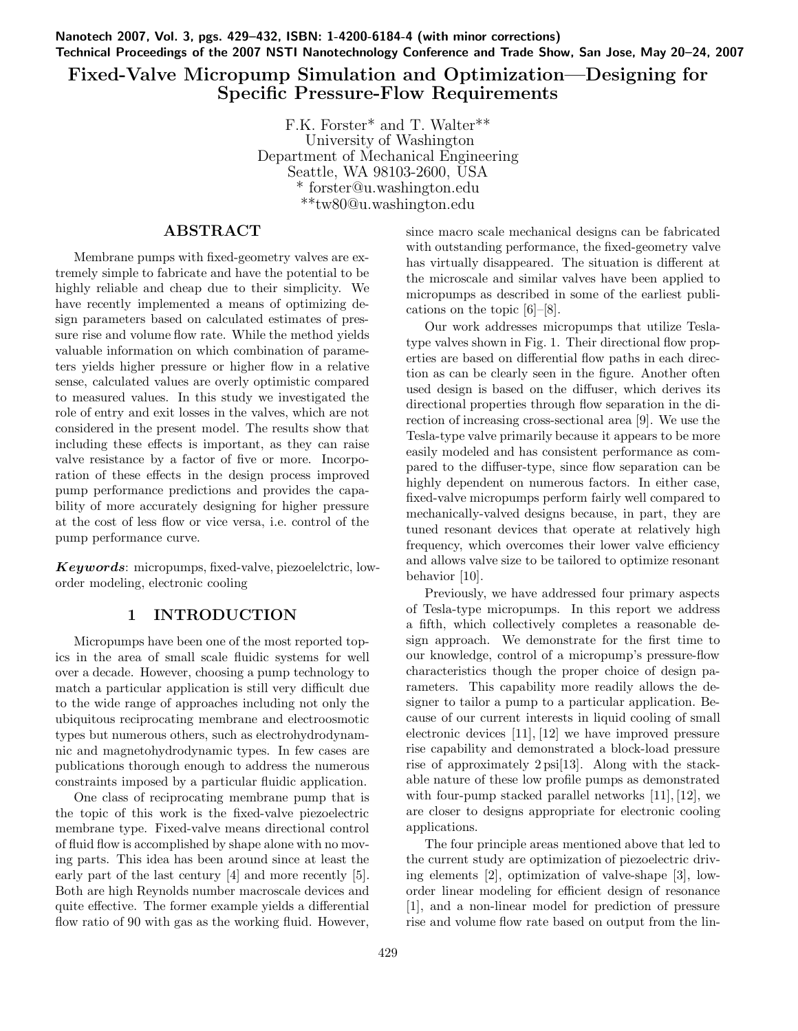Nanotech 2007, Vol. 3, pgs. 429–432, ISBN: 1-4200-6184-4 (with minor corrections)
Technical Proceedings of the 2007 NSTI Nanotechnology Conference and Trade Show, San Jose, May 20–24, 2007

# Fixed-Valve Micropump Simulation and Optimization—Designing for Specific Pressure-Flow Requirements

F.K. Forster* and T. Walter**
University of Washington
Department of Mechanical Engineering
Seattle, WA 98103-2600, USA
* forster@u.washington.edu
**tw80@u.washington.edu

## ABSTRACT

Membrane pumps with fixed-geometry valves are extremely simple to fabricate and have the potential to be highly reliable and cheap due to their simplicity. We have recently implemented a means of optimizing design parameters based on calculated estimates of pressure rise and volume flow rate. While the method yields valuable information on which combination of parameters yields higher pressure or higher flow in a relative sense, calculated values are overly optimistic compared to measured values. In this study we investigated the role of entry and exit losses in the valves, which are not considered in the present model. The results show that including these effects is important, as they can raise valve resistance by a factor of five or more. Incorporation of these effects in the design process improved pump performance predictions and provides the capability of more accurately designing for higher pressure at the cost of less flow or vice versa, i.e. control of the pump performance curve.

***Keywords***: micropumps, fixed-valve, piezoelelctric, low-order modeling, electronic cooling

## 1 INTRODUCTION

Micropumps have been one of the most reported topics in the area of small scale fluidic systems for well over a decade. However, choosing a pump technology to match a particular application is still very difficult due to the wide range of approaches including not only the ubiquitous reciprocating membrane and electroosmotic types but numerous others, such as electrohydrodynamic and magnetohydrodynamic types. In few cases are publications thorough enough to address the numerous constraints imposed by a particular fluidic application.

One class of reciprocating membrane pump that is the topic of this work is the fixed-valve piezoelectric membrane type. Fixed-valve means directional control of fluid flow is accomplished by shape alone with no moving parts. This idea has been around since at least the early part of the last century [4] and more recently [5]. Both are high Reynolds number macroscale devices and quite effective. The former example yields a differential flow ratio of 90 with gas as the working fluid. However, since macro scale mechanical designs can be fabricated with outstanding performance, the fixed-geometry valve has virtually disappeared. The situation is different at the microscale and similar valves have been applied to micropumps as described in some of the earliest publications on the topic [6]–[8].

Our work addresses micropumps that utilize Tesla-type valves shown in Fig. 1. Their directional flow properties are based on differential flow paths in each direction as can be clearly seen in the figure. Another often used design is based on the diffuser, which derives its directional properties through flow separation in the direction of increasing cross-sectional area [9]. We use the Tesla-type valve primarily because it appears to be more easily modeled and has consistent performance as compared to the diffuser-type, since flow separation can be highly dependent on numerous factors. In either case, fixed-valve micropumps perform fairly well compared to mechanically-valved designs because, in part, they are tuned resonant devices that operate at relatively high frequency, which overcomes their lower valve efficiency and allows valve size to be tailored to optimize resonant behavior [10].

Previously, we have addressed four primary aspects of Tesla-type micropumps. In this report we address a fifth, which collectively completes a reasonable design approach. We demonstrate for the first time to our knowledge, control of a micropump's pressure-flow characteristics though the proper choice of design parameters. This capability more readily allows the designer to tailor a pump to a particular application. Because of our current interests in liquid cooling of small electronic devices [11], [12] we have improved pressure rise capability and demonstrated a block-load pressure rise of approximately 2 psi[13]. Along with the stackable nature of these low profile pumps as demonstrated with four-pump stacked parallel networks [11], [12], we are closer to designs appropriate for electronic cooling applications.

The four principle areas mentioned above that led to the current study are optimization of piezoelectric driving elements [2], optimization of valve-shape [3], low-order linear modeling for efficient design of resonance [1], and a non-linear model for prediction of pressure rise and volume flow rate based on output from the lin-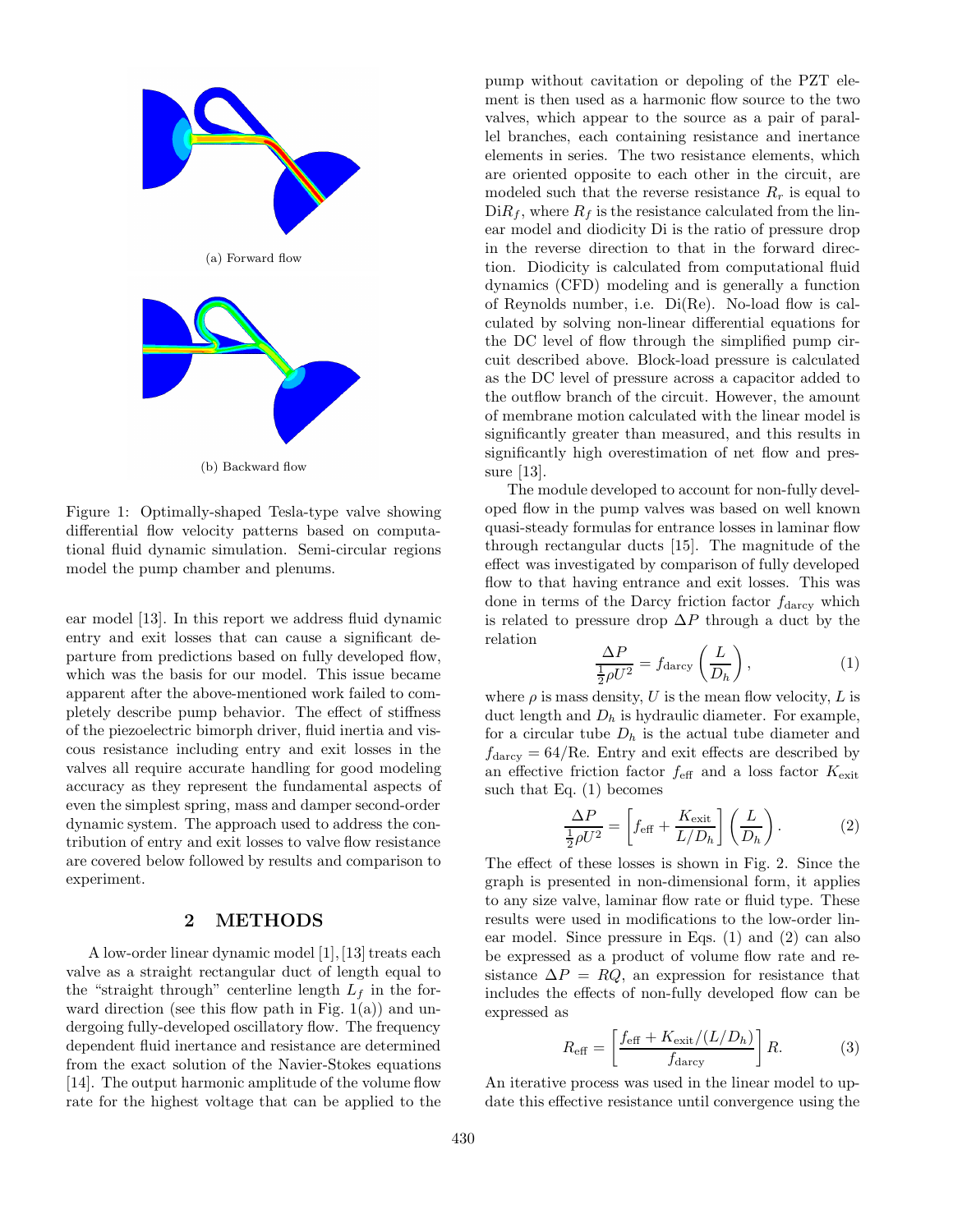(a) Forward flow

(b) Backward flow

Figure 1: Optimally-shaped Tesla-type valve showing differential flow velocity patterns based on computational fluid dynamic simulation. Semi-circular regions model the pump chamber and plenums.

ear model [13]. In this report we address fluid dynamic entry and exit losses that can cause a significant departure from predictions based on fully developed flow, which was the basis for our model. This issue became apparent after the above-mentioned work failed to completely describe pump behavior. The effect of stiffness of the piezoelectric bimorph driver, fluid inertia and viscous resistance including entry and exit losses in the valves all require accurate handling for good modeling accuracy as they represent the fundamental aspects of even the simplest spring, mass and damper second-order dynamic system. The approach used to address the contribution of entry and exit losses to valve flow resistance are covered below followed by results and comparison to experiment.

## 2 METHODS

A low-order linear dynamic model [1], [13] treats each valve as a straight rectangular duct of length equal to the "straight through" centerline length $L_f$ in the forward direction (see this flow path in Fig. 1(a)) and undergoing fully-developed oscillatory flow. The frequency dependent fluid inertance and resistance are determined from the exact solution of the Navier-Stokes equations [14]. The output harmonic amplitude of the volume flow rate for the highest voltage that can be applied to the pump without cavitation or depoling of the PZT element is then used as a harmonic flow source to the two valves, which appear to the source as a pair of parallel branches, each containing resistance and inertance elements in series. The two resistance elements, which are oriented opposite to each other in the circuit, are modeled such that the reverse resistance $R_r$ is equal to $\mathrm{Di}R_f$, where $R_f$ is the resistance calculated from the linear model and diodicity Di is the ratio of pressure drop in the reverse direction to that in the forward direction. Diodicity is calculated from computational fluid dynamics (CFD) modeling and is generally a function of Reynolds number, i.e. Di(Re). No-load flow is calculated by solving non-linear differential equations for the DC level of flow through the simplified pump circuit described above. Block-load pressure is calculated as the DC level of pressure across a capacitor added to the outflow branch of the circuit. However, the amount of membrane motion calculated with the linear model is significantly greater than measured, and this results in significantly high overestimation of net flow and pressure [13].

The module developed to account for non-fully developed flow in the pump valves was based on well known quasi-steady formulas for entrance losses in laminar flow through rectangular ducts [15]. The magnitude of the effect was investigated by comparison of fully developed flow to that having entrance and exit losses. This was done in terms of the Darcy friction factor $f_{\mathrm{darcy}}$ which is related to pressure drop $\Delta P$ through a duct by the relation

$$\frac{\Delta P}{\frac{1}{2}\rho U^2} = f_{\mathrm{darcy}} \left(\frac{L}{D_h}\right), \tag{1}$$

where $\rho$ is mass density, $U$ is the mean flow velocity, $L$ is duct length and $D_h$ is hydraulic diameter. For example, for a circular tube $D_h$ is the actual tube diameter and $f_{\mathrm{darcy}} = 64/\mathrm{Re}$. Entry and exit effects are described by an effective friction factor $f_{\mathrm{eff}}$ and a loss factor $K_{\mathrm{exit}}$ such that Eq. (1) becomes

$$\frac{\Delta P}{\frac{1}{2}\rho U^2} = \left[f_{\mathrm{eff}} + \frac{K_{\mathrm{exit}}}{L/D_h}\right] \left(\frac{L}{D_h}\right). \tag{2}$$

The effect of these losses is shown in Fig. 2. Since the graph is presented in non-dimensional form, it applies to any size valve, laminar flow rate or fluid type. These results were used in modifications to the low-order linear model. Since pressure in Eqs. (1) and (2) can also be expressed as a product of volume flow rate and resistance $\Delta P = RQ$, an expression for resistance that includes the effects of non-fully developed flow can be expressed as

$$R_{\mathrm{eff}} = \left[\frac{f_{\mathrm{eff}} + K_{\mathrm{exit}}/(L/D_h)}{f_{\mathrm{darcy}}}\right] R. \tag{3}$$

An iterative process was used in the linear model to update this effective resistance until convergence using the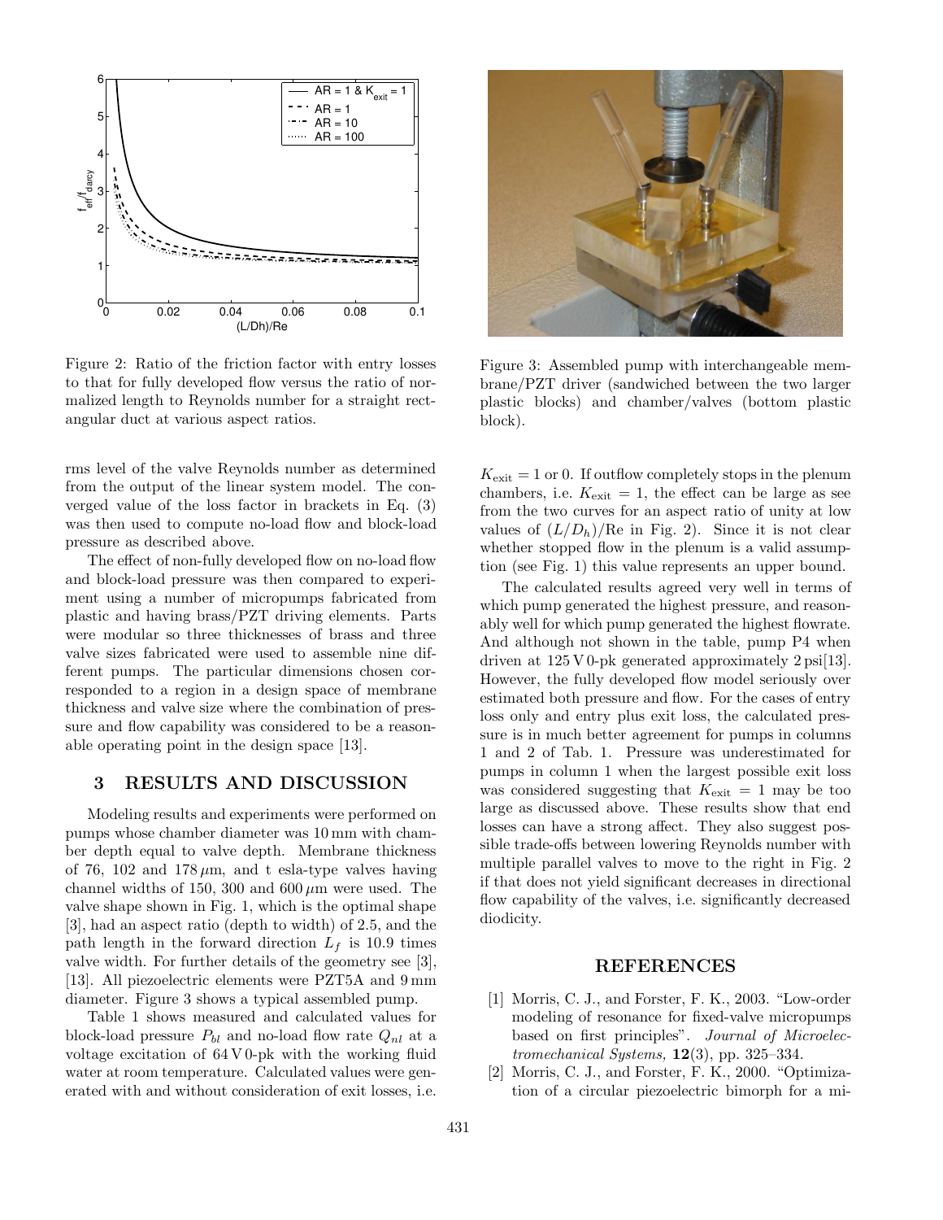Figure 2: Ratio of the friction factor with entry losses to that for fully developed flow versus the ratio of normalized length to Reynolds number for a straight rectangular duct at various aspect ratios.

rms level of the valve Reynolds number as determined from the output of the linear system model. The converged value of the loss factor in brackets in Eq. (3) was then used to compute no-load flow and block-load pressure as described above.

The effect of non-fully developed flow on no-load flow and block-load pressure was then compared to experiment using a number of micropumps fabricated from plastic and having brass/PZT driving elements. Parts were modular so three thicknesses of brass and three valve sizes fabricated were used to assemble nine different pumps. The particular dimensions chosen corresponded to a region in a design space of membrane thickness and valve size where the combination of pressure and flow capability was considered to be a reasonable operating point in the design space [13].

## 3 RESULTS AND DISCUSSION

Modeling results and experiments were performed on pumps whose chamber diameter was 10 mm with chamber depth equal to valve depth. Membrane thickness of 76, 102 and 178 $\mu$m, and t esla-type valves having channel widths of 150, 300 and 600 $\mu$m were used. The valve shape shown in Fig. 1, which is the optimal shape [3], had an aspect ratio (depth to width) of 2.5, and the path length in the forward direction $L_f$ is 10.9 times valve width. For further details of the geometry see [3], [13]. All piezoelectric elements were PZT5A and 9 mm diameter. Figure 3 shows a typical assembled pump.

Table 1 shows measured and calculated values for block-load pressure $P_{bl}$ and no-load flow rate $Q_{nl}$ at a voltage excitation of 64 V 0-pk with the working fluid water at room temperature. Calculated values were generated with and without consideration of exit losses, i.e.

Figure 3: Assembled pump with interchangeable membrane/PZT driver (sandwiched between the two larger plastic blocks) and chamber/valves (bottom plastic block).

$K_{\text{exit}} = 1$ or 0. If outflow completely stops in the plenum chambers, i.e. $K_{\text{exit}} = 1$, the effect can be large as see from the two curves for an aspect ratio of unity at low values of $(L/D_h)/\text{Re}$ in Fig. 2). Since it is not clear whether stopped flow in the plenum is a valid assumption (see Fig. 1) this value represents an upper bound.

The calculated results agreed very well in terms of which pump generated the highest pressure, and reasonably well for which pump generated the highest flowrate. And although not shown in the table, pump P4 when driven at 125 V 0-pk generated approximately 2 psi[13]. However, the fully developed flow model seriously over estimated both pressure and flow. For the cases of entry loss only and entry plus exit loss, the calculated pressure is in much better agreement for pumps in columns 1 and 2 of Tab. 1. Pressure was underestimated for pumps in column 1 when the largest possible exit loss was considered suggesting that $K_{\text{exit}} = 1$ may be too large as discussed above. These results show that end losses can have a strong affect. They also suggest possible trade-offs between lowering Reynolds number with multiple parallel valves to move to the right in Fig. 2 if that does not yield significant decreases in directional flow capability of the valves, i.e. significantly decreased diodicity.

## REFERENCES

[1] Morris, C. J., and Forster, F. K., 2003. "Low-order modeling of resonance for fixed-valve micropumps based on first principles". *Journal of Microelectromechanical Systems,* **12**(3), pp. 325–334.

[2] Morris, C. J., and Forster, F. K., 2000. "Optimization of a circular piezoelectric bimorph for a mi-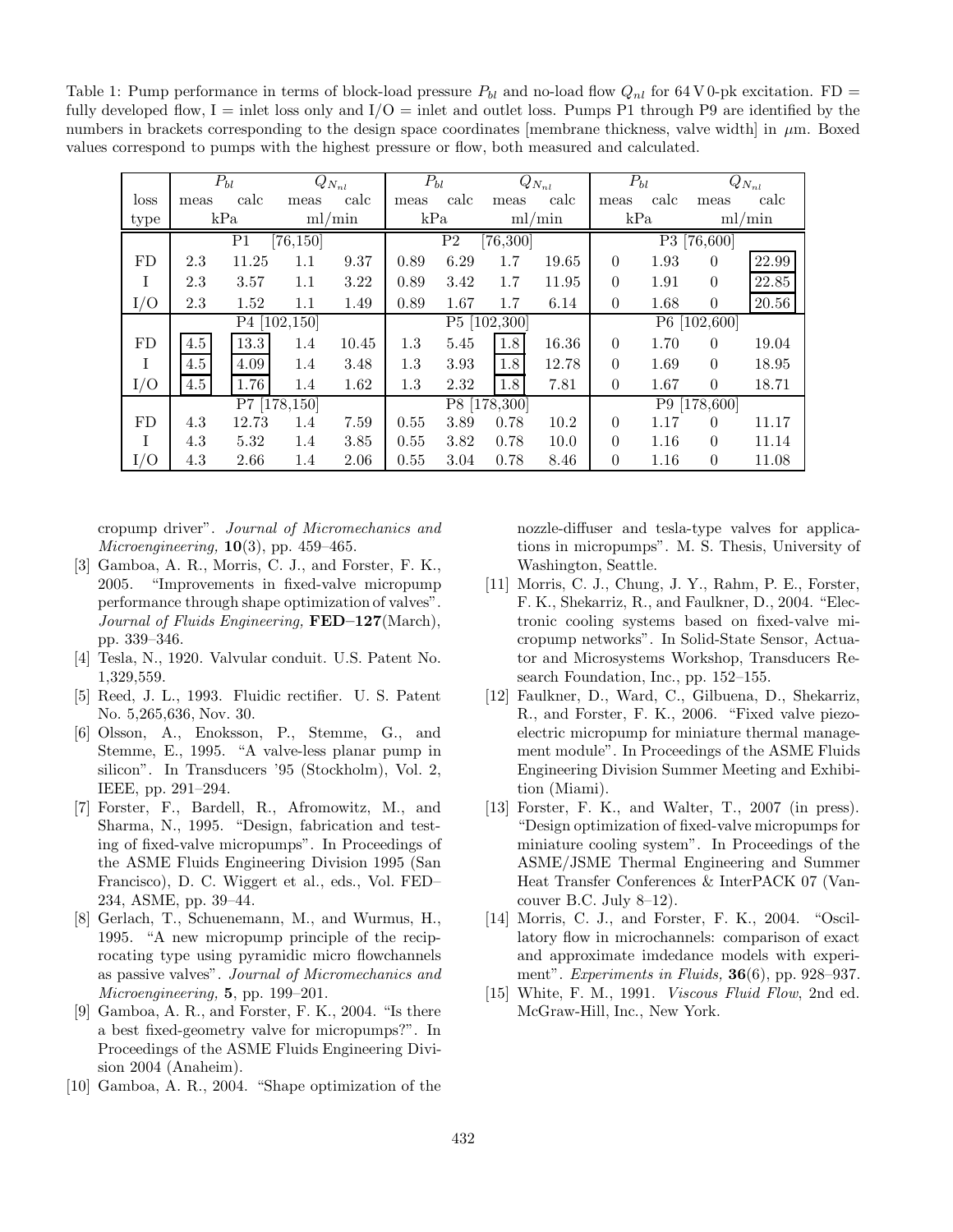Table 1: Pump performance in terms of block-load pressure $P_{bl}$ and no-load flow $Q_{nl}$ for 64 V 0-pk excitation. FD = fully developed flow, I = inlet loss only and I/O = inlet and outlet loss. Pumps P1 through P9 are identified by the numbers in brackets corresponding to the design space coordinates [membrane thickness, valve width] in $\mu$m. Boxed values correspond to pumps with the highest pressure or flow, both measured and calculated.

| loss type | $P_{bl}$ meas (kPa) | $P_{bl}$ calc (kPa) | $Q_{N_{nl}}$ meas (ml/min) | $Q_{N_{nl}}$ calc (ml/min) | $P_{bl}$ meas (kPa) | $P_{bl}$ calc (kPa) | $Q_{N_{nl}}$ meas (ml/min) | $Q_{N_{nl}}$ calc (ml/min) | $P_{bl}$ meas (kPa) | $P_{bl}$ calc (kPa) | $Q_{N_{nl}}$ meas (ml/min) | $Q_{N_{nl}}$ calc (ml/min) |
|---|---|---|---|---|---|---|---|---|---|---|---|---|
| | P1 [76,150] | | | | P2 [76,300] | | | | P3 [76,600] | | | |
| FD | 2.3 | 11.25 | 1.1 | 9.37 | 0.89 | 6.29 | 1.7 | 19.65 | 0 | 1.93 | 0 | **22.99** |
| I | 2.3 | 3.57 | 1.1 | 3.22 | 0.89 | 3.42 | 1.7 | 11.95 | 0 | 1.91 | 0 | **22.85** |
| I/O | 2.3 | 1.52 | 1.1 | 1.49 | 0.89 | 1.67 | 1.7 | 6.14 | 0 | 1.68 | 0 | **20.56** |
| | P4 [102,150] | | | | P5 [102,300] | | | | P6 [102,600] | | | |
| FD | **4.5** | **13.3** | 1.4 | 10.45 | 1.3 | 5.45 | **1.8** | 16.36 | 0 | 1.70 | 0 | 19.04 |
| I | **4.5** | **4.09** | 1.4 | 3.48 | 1.3 | 3.93 | **1.8** | 12.78 | 0 | 1.69 | 0 | 18.95 |
| I/O | **4.5** | **1.76** | 1.4 | 1.62 | 1.3 | 2.32 | **1.8** | 7.81 | 0 | 1.67 | 0 | 18.71 |
| | P7 [178,150] | | | | P8 [178,300] | | | | P9 [178,600] | | | |
| FD | 4.3 | 12.73 | 1.4 | 7.59 | 0.55 | 3.89 | 0.78 | 10.2 | 0 | 1.17 | 0 | 11.17 |
| I | 4.3 | 5.32 | 1.4 | 3.85 | 0.55 | 3.82 | 0.78 | 10.0 | 0 | 1.16 | 0 | 11.14 |
| I/O | 4.3 | 2.66 | 1.4 | 2.06 | 0.55 | 3.04 | 0.78 | 8.46 | 0 | 1.16 | 0 | 11.08 |

cropump driver". *Journal of Micromechanics and Microengineering,* **10**(3), pp. 459–465.

[3] Gamboa, A. R., Morris, C. J., and Forster, F. K., 2005. "Improvements in fixed-valve micropump performance through shape optimization of valves". *Journal of Fluids Engineering,* **FED–127**(March), pp. 339–346.

[4] Tesla, N., 1920. Valvular conduit. U.S. Patent No. 1,329,559.

[5] Reed, J. L., 1993. Fluidic rectifier. U. S. Patent No. 5,265,636, Nov. 30.

[6] Olsson, A., Enoksson, P., Stemme, G., and Stemme, E., 1995. "A valve-less planar pump in silicon". In Transducers '95 (Stockholm), Vol. 2, IEEE, pp. 291–294.

[7] Forster, F., Bardell, R., Afromowitz, M., and Sharma, N., 1995. "Design, fabrication and testing of fixed-valve micropumps". In Proceedings of the ASME Fluids Engineering Division 1995 (San Francisco), D. C. Wiggert et al., eds., Vol. FED–234, ASME, pp. 39–44.

[8] Gerlach, T., Schuenemann, M., and Wurmus, H., 1995. "A new micropump principle of the reciprocating type using pyramidic micro flowchannels as passive valves". *Journal of Micromechanics and Microengineering,* **5**, pp. 199–201.

[9] Gamboa, A. R., and Forster, F. K., 2004. "Is there a best fixed-geometry valve for micropumps?". In Proceedings of the ASME Fluids Engineering Division 2004 (Anaheim).

[10] Gamboa, A. R., 2004. "Shape optimization of the nozzle-diffuser and tesla-type valves for applications in micropumps". M. S. Thesis, University of Washington, Seattle.

[11] Morris, C. J., Chung, J. Y., Rahm, P. E., Forster, F. K., Shekarriz, R., and Faulkner, D., 2004. "Electronic cooling systems based on fixed-valve micropump networks". In Solid-State Sensor, Actuator and Microsystems Workshop, Transducers Research Foundation, Inc., pp. 152–155.

[12] Faulkner, D., Ward, C., Gilbuena, D., Shekarriz, R., and Forster, F. K., 2006. "Fixed valve piezoelectric micropump for miniature thermal management module". In Proceedings of the ASME Fluids Engineering Division Summer Meeting and Exhibition (Miami).

[13] Forster, F. K., and Walter, T., 2007 (in press). "Design optimization of fixed-valve micropumps for miniature cooling system". In Proceedings of the ASME/JSME Thermal Engineering and Summer Heat Transfer Conferences & InterPACK 07 (Vancouver B.C. July 8–12).

[14] Morris, C. J., and Forster, F. K., 2004. "Oscillatory flow in microchannels: comparison of exact and approximate imdedance models with experiment". *Experiments in Fluids,* **36**(6), pp. 928–937.

[15] White, F. M., 1991. *Viscous Fluid Flow*, 2nd ed. McGraw-Hill, Inc., New York.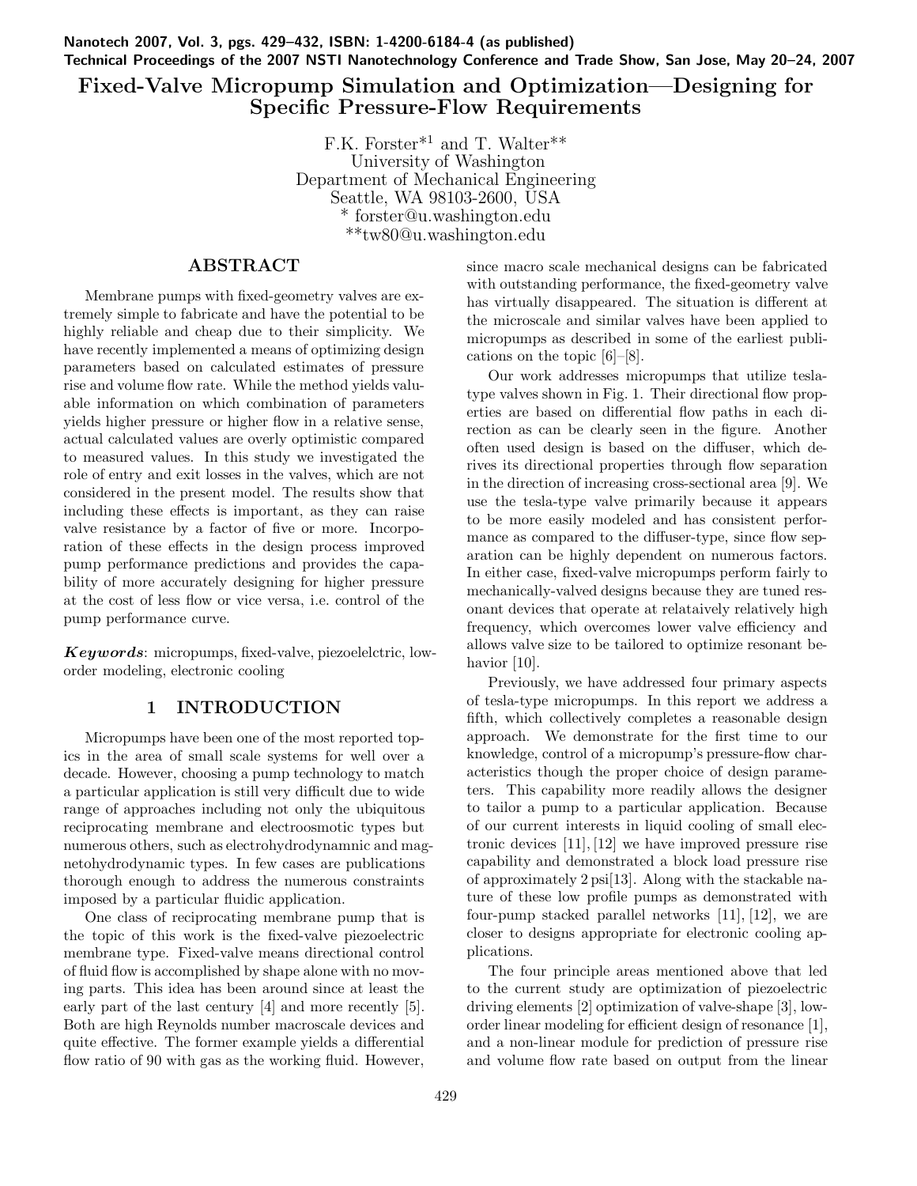# Fixed-Valve Micropump Simulation and Optimization—Designing for Specific Pressure-Flow Requirements

F.K. Forster*[1] and T. Walter**
University of Washington
Department of Mechanical Engineering
Seattle, WA 98103-2600, USA
* forster@u.washington.edu
**tw80@u.washington.edu

## ABSTRACT

Membrane pumps with fixed-geometry valves are extremely simple to fabricate and have the potential to be highly reliable and cheap due to their simplicity. We have recently implemented a means of optimizing design parameters based on calculated estimates of pressure rise and volume flow rate. While the method yields valuable information on which combination of parameters yields higher pressure or higher flow in a relative sense, actual calculated values are overly optimistic compared to measured values. In this study we investigated the role of entry and exit losses in the valves, which are not considered in the present model. The results show that including these effects is important, as they can raise valve resistance by a factor of five or more. Incorporation of these effects in the design process improved pump performance predictions and provides the capability of more accurately designing for higher pressure at the cost of less flow or vice versa, i.e. control of the pump performance curve.

***Keywords***: micropumps, fixed-valve, piezoelelctric, low-order modeling, electronic cooling

## 1 INTRODUCTION

Micropumps have been one of the most reported topics in the area of small scale systems for well over a decade. However, choosing a pump technology to match a particular application is still very difficult due to wide range of approaches including not only the ubiquitous reciprocating membrane and electroosmotic types but numerous others, such as electrohydrodynamnic and magnetohydrodynamic types. In few cases are publications thorough enough to address the numerous constraints imposed by a particular fluidic application.

One class of reciprocating membrane pump that is the topic of this work is the fixed-valve piezoelectric membrane type. Fixed-valve means directional control of fluid flow is accomplished by shape alone with no moving parts. This idea has been around since at least the early part of the last century [4] and more recently [5]. Both are high Reynolds number macroscale devices and quite effective. The former example yields a differential flow ratio of 90 with gas as the working fluid. However, since macro scale mechanical designs can be fabricated with outstanding performance, the fixed-geometry valve has virtually disappeared. The situation is different at the microscale and similar valves have been applied to micropumps as described in some of the earliest publications on the topic [6]–[8].

Our work addresses micropumps that utilize tesla-type valves shown in Fig. 1. Their directional flow properties are based on differential flow paths in each direction as can be clearly seen in the figure. Another often used design is based on the diffuser, which derives its directional properties through flow separation in the direction of increasing cross-sectional area [9]. We use the tesla-type valve primarily because it appears to be more easily modeled and has consistent performance as compared to the diffuser-type, since flow separation can be highly dependent on numerous factors. In either case, fixed-valve micropumps perform fairly to mechanically-valved designs because they are tuned resonant devices that operate at relataively relatively high frequency, which overcomes lower valve efficiency and allows valve size to be tailored to optimize resonant behavior [10].

Previously, we have addressed four primary aspects of tesla-type micropumps. In this report we address a fifth, which collectively completes a reasonable design approach. We demonstrate for the first time to our knowledge, control of a micropump's pressure-flow characteristics though the proper choice of design parameters. This capability more readily allows the designer to tailor a pump to a particular application. Because of our current interests in liquid cooling of small electronic devices [11], [12] we have improved pressure rise capability and demonstrated a block load pressure rise of approximately 2 psi[13]. Along with the stackable nature of these low profile pumps as demonstrated with four-pump stacked parallel networks [11], [12], we are closer to designs appropriate for electronic cooling applications.

The four principle areas mentioned above that led to the current study are optimization of piezoelectric driving elements [2] optimization of valve-shape [3], low-order linear modeling for efficient design of resonance [1], and a non-linear module for prediction of pressure rise and volume flow rate based on output from the linear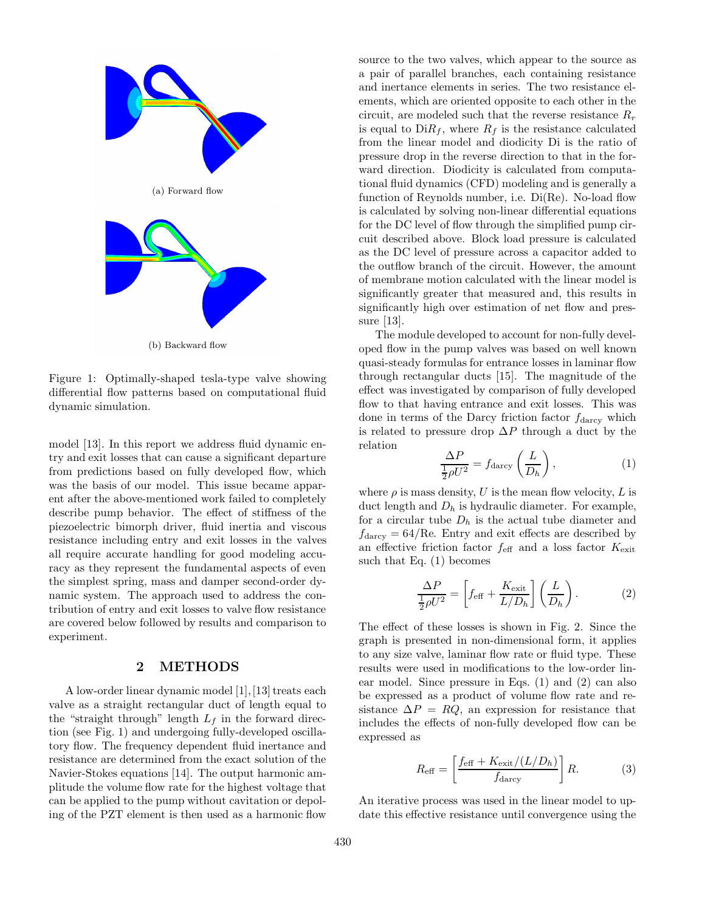(a) Forward flow

(b) Backward flow

Figure 1: Optimally-shaped tesla-type valve showing differential flow patterns based on computational fluid dynamic simulation.

model [13]. In this report we address fluid dynamic entry and exit losses that can cause a significant departure from predictions based on fully developed flow, which was the basis of our model. This issue became apparent after the above-mentioned work failed to completely describe pump behavior. The effect of stiffness of the piezoelectric bimorph driver, fluid inertia and viscous resistance including entry and exit losses in the valves all require accurate handling for good modeling accuracy as they represent the fundamental aspects of even the simplest spring, mass and damper second-order dynamic system. The approach used to address the contribution of entry and exit losses to valve flow resistance are covered below followed by results and comparison to experiment.

## 2 METHODS

A low-order linear dynamic model [1], [13] treats each valve as a straight rectangular duct of length equal to the "straight through" length $L_f$ in the forward direction (see Fig. 1) and undergoing fully-developed oscillatory flow. The frequency dependent fluid inertance and resistance are determined from the exact solution of the Navier-Stokes equations [14]. The output harmonic amplitude the volume flow rate for the highest voltage that can be applied to the pump without cavitation or depoling of the PZT element is then used as a harmonic flow source to the two valves, which appear to the source as a pair of parallel branches, each containing resistance and inertance elements in series. The two resistance elements, which are oriented opposite to each other in the circuit, are modeled such that the reverse resistance $R_r$ is equal to $\mathrm{Di}R_f$, where $R_f$ is the resistance calculated from the linear model and diodicity Di is the ratio of pressure drop in the reverse direction to that in the forward direction. Diodicity is calculated from computational fluid dynamics (CFD) modeling and is generally a function of Reynolds number, i.e. Di(Re). No-load flow is calculated by solving non-linear differential equations for the DC level of flow through the simplified pump circuit described above. Block load pressure is calculated as the DC level of pressure across a capacitor added to the outflow branch of the circuit. However, the amount of membrane motion calculated with the linear model is significantly greater that measured and, this results in significantly high over estimation of net flow and pressure [13].

The module developed to account for non-fully developed flow in the pump valves was based on well known quasi-steady formulas for entrance losses in laminar flow through rectangular ducts [15]. The magnitude of the effect was investigated by comparison of fully developed flow to that having entrance and exit losses. This was done in terms of the Darcy friction factor $f_{\mathrm{darcy}}$ which is related to pressure drop $\Delta P$ through a duct by the relation

$$\frac{\Delta P}{\frac{1}{2}\rho U^2} = f_{\mathrm{darcy}}\left(\frac{L}{D_h}\right), \tag{1}$$

where $\rho$ is mass density, $U$ is the mean flow velocity, $L$ is duct length and $D_h$ is hydraulic diameter. For example, for a circular tube $D_h$ is the actual tube diameter and $f_{\mathrm{darcy}} = 64/\mathrm{Re}$. Entry and exit effects are described by an effective friction factor $f_{\mathrm{eff}}$ and a loss factor $K_{\mathrm{exit}}$ such that Eq. (1) becomes

$$\frac{\Delta P}{\frac{1}{2}\rho U^2} = \left[f_{\mathrm{eff}} + \frac{K_{\mathrm{exit}}}{L/D_h}\right]\left(\frac{L}{D_h}\right). \tag{2}$$

The effect of these losses is shown in Fig. 2. Since the graph is presented in non-dimensional form, it applies to any size valve, laminar flow rate or fluid type. These results were used in modifications to the low-order linear model. Since pressure in Eqs. (1) and (2) can also be expressed as a product of volume flow rate and resistance $\Delta P = RQ$, an expression for resistance that includes the effects of non-fully developed flow can be expressed as

$$R_{\mathrm{eff}} = \left[\frac{f_{\mathrm{eff}} + K_{\mathrm{exit}}/(L/D_h)}{f_{\mathrm{darcy}}}\right] R. \tag{3}$$

An iterative process was used in the linear model to update this effective resistance until convergence using the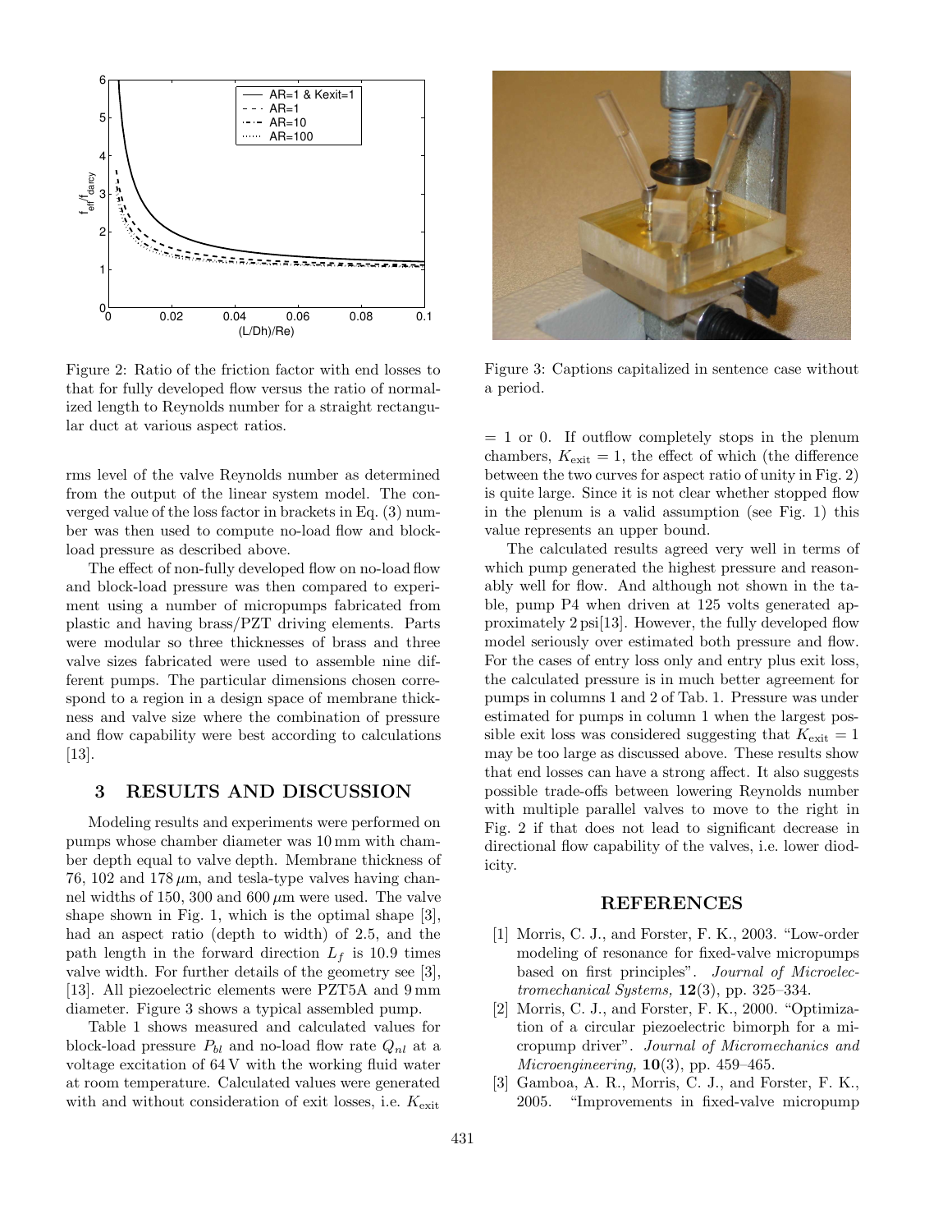Figure 2: Ratio of the friction factor with end losses to that for fully developed flow versus the ratio of normalized length to Reynolds number for a straight rectangular duct at various aspect ratios.

Figure 3: Captions capitalized in sentence case without a period

rms level of the valve Reynolds number as determined from the output of the linear system model. The converged value of the loss factor in brackets in Eq. (3) number was then used to compute no-load flow and block-load pressure as described above.

The effect of non-fully developed flow on no-load flow and block-load pressure was then compared to experiment using a number of micropumps fabricated from plastic and having brass/PZT driving elements. Parts were modular so three thicknesses of brass and three valve sizes fabricated were used to assemble nine different pumps. The particular dimensions chosen correspond to a region in a design space of membrane thickness and valve size where the combination of pressure and flow capability were best according to calculations [13].

## 3 RESULTS AND DISCUSSION

Modeling results and experiments were performed on pumps whose chamber diameter was 10 mm with chamber depth equal to valve depth. Membrane thickness of 76, 102 and 178 $\mu$m, and tesla-type valves having channel widths of 150, 300 and 600 $\mu$m were used. The valve shape shown in Fig. 1, which is the optimal shape [3], had an aspect ratio (depth to width) of 2.5, and the path length in the forward direction $L_f$ is 10.9 times valve width. For further details of the geometry see [3], [13]. All piezoelectric elements were PZT5A and 9 mm diameter. Figure 3 shows a typical assembled pump.

Table 1 shows measured and calculated values for block-load pressure $P_{bl}$ and no-load flow rate $Q_{nl}$ at a voltage excitation of 64 V with the working fluid water at room temperature. Calculated values were generated with and without consideration of exit losses, i.e. $K_{\text{exit}} = 1$ or 0. If outflow completely stops in the plenum chambers, $K_{\text{exit}} = 1$, the effect of which (the difference between the two curves for aspect ratio of unity in Fig. 2) is quite large. Since it is not clear whether stopped flow in the plenum is a valid assumption (see Fig. 1) this value represents an upper bound.

The calculated results agreed very well in terms of which pump generated the highest pressure and reasonably well for flow. And although not shown in the table, pump P4 when driven at 125 volts generated approximately 2 psi[13]. However, the fully developed flow model seriously over estimated both pressure and flow. For the cases of entry loss only and entry plus exit loss, the calculated pressure is in much better agreement for pumps in columns 1 and 2 of Tab. 1. Pressure was under estimated for pumps in column 1 when the largest possible exit loss was considered suggesting that $K_{\text{exit}} = 1$ may be too large as discussed above. These results show that end losses can have a strong affect. It also suggests possible trade-offs between lowering Reynolds number with multiple parallel valves to move to the right in Fig. 2 if that does not lead to significant decrease in directional flow capability of the valves, i.e. lower diodicity.

## REFERENCES

[1] Morris, C. J., and Forster, F. K., 2003. "Low-order modeling of resonance for fixed-valve micropumps based on first principles". *Journal of Microelectromechanical Systems,* **12**(3), pp. 325–334.

[2] Morris, C. J., and Forster, F. K., 2000. "Optimization of a circular piezoelectric bimorph for a micropump driver". *Journal of Micromechanics and Microengineering,* **10**(3), pp. 459–465.

[3] Gamboa, A. R., Morris, C. J., and Forster, F. K., 2005. "Improvements in fixed-valve micropump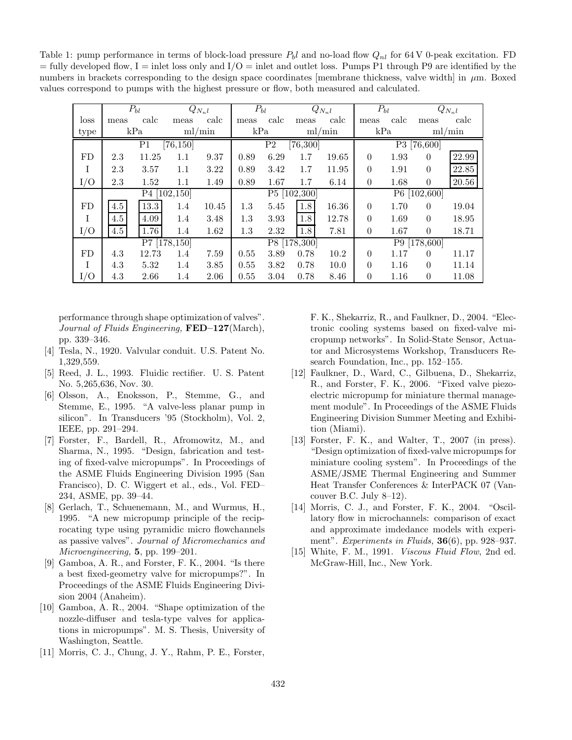Table 1: pump performance in terms of block-load pressure $P_{bl}$ and no-load flow $Q_{nl}$ for 64 V 0-peak excitation. FD = fully developed flow, I = inlet loss only and I/O = inlet and outlet loss. Pumps P1 through P9 are identified by the numbers in brackets corresponding to the design space coordinates [membrane thickness, valve width] in $\mu$m. Boxed values correspond to pumps with the highest pressure or flow, both measured and calculated.

| | $P_{bl}$ | | $Q_{N_nl}$ | | $P_{bl}$ | | $Q_{N_nl}$ | | $P_{bl}$ | | $Q_{N_nl}$ | |
|---|---|---|---|---|---|---|---|---|---|---|---|---|
| loss | meas | calc | meas | calc | meas | calc | meas | calc | meas | calc | meas | calc |
| type | kPa | | ml/min | | kPa | | ml/min | | kPa | | ml/min | |
| | P1 [76,150] | | | | P2 [76,300] | | | | P3 [76,600] | | | |
| FD | 2.3 | 11.25 | 1.1 | 9.37 | 0.89 | 6.29 | 1.7 | 19.65 | 0 | 1.93 | 0 | **22.99** |
| I | 2.3 | 3.57 | 1.1 | 3.22 | 0.89 | 3.42 | 1.7 | 11.95 | 0 | 1.91 | 0 | **22.85** |
| I/O | 2.3 | 1.52 | 1.1 | 1.49 | 0.89 | 1.67 | 1.7 | 6.14 | 0 | 1.68 | 0 | **20.56** |
| | P4 [102,150] | | | | P5 [102,300] | | | | P6 [102,600] | | | |
| FD | **4.5** | **13.3** | 1.4 | 10.45 | 1.3 | 5.45 | **1.8** | 16.36 | 0 | 1.70 | 0 | 19.04 |
| I | **4.5** | **4.09** | 1.4 | 3.48 | 1.3 | 3.93 | **1.8** | 12.78 | 0 | 1.69 | 0 | 18.95 |
| I/O | **4.5** | **1.76** | 1.4 | 1.62 | 1.3 | 2.32 | **1.8** | 7.81 | 0 | 1.67 | 0 | 18.71 |
| | P7 [178,150] | | | | P8 [178,300] | | | | P9 [178,600] | | | |
| FD | 4.3 | 12.73 | 1.4 | 7.59 | 0.55 | 3.89 | 0.78 | 10.2 | 0 | 1.17 | 0 | 11.17 |
| I | 4.3 | 5.32 | 1.4 | 3.85 | 0.55 | 3.82 | 0.78 | 10.0 | 0 | 1.16 | 0 | 11.14 |
| I/O | 4.3 | 2.66 | 1.4 | 2.06 | 0.55 | 3.04 | 0.78 | 8.46 | 0 | 1.16 | 0 | 11.08 |

performance through shape optimization of valves". *Journal of Fluids Engineering,* **FED–127**(March), pp. 339–346.

[4] Tesla, N., 1920. Valvular conduit. U.S. Patent No. 1,329,559.

[5] Reed, J. L., 1993. Fluidic rectifier. U. S. Patent No. 5,265,636, Nov. 30.

[6] Olsson, A., Enoksson, P., Stemme, G., and Stemme, E., 1995. "A valve-less planar pump in silicon". In Transducers '95 (Stockholm), Vol. 2, IEEE, pp. 291–294.

[7] Forster, F., Bardell, R., Afromowitz, M., and Sharma, N., 1995. "Design, fabrication and testing of fixed-valve micropumps". In Proceedings of the ASME Fluids Engineering Division 1995 (San Francisco), D. C. Wiggert et al., eds., Vol. FED–234, ASME, pp. 39–44.

[8] Gerlach, T., Schuenemann, M., and Wurmus, H., 1995. "A new micropump principle of the reciprocating type using pyramidic micro flowchannels as passive valves". *Journal of Micromechanics and Microengineering,* **5**, pp. 199–201.

[9] Gamboa, A. R., and Forster, F. K., 2004. "Is there a best fixed-geometry valve for micropumps?". In Proceedings of the ASME Fluids Engineering Division 2004 (Anaheim).

[10] Gamboa, A. R., 2004. "Shape optimization of the nozzle-diffuser and tesla-type valves for applications in micropumps". M. S. Thesis, University of Washington, Seattle.

[11] Morris, C. J., Chung, J. Y., Rahm, P. E., Forster, F. K., Shekarriz, R., and Faulkner, D., 2004. "Electronic cooling systems based on fixed-valve micropump networks". In Solid-State Sensor, Actuator and Microsystems Workshop, Transducers Research Foundation, Inc., pp. 152–155.

[12] Faulkner, D., Ward, C., Gilbuena, D., Shekarriz, R., and Forster, F. K., 2006. "Fixed valve piezoelectric micropump for miniature thermal management module". In Proceedings of the ASME Fluids Engineering Division Summer Meeting and Exhibition (Miami).

[13] Forster, F. K., and Walter, T., 2007 (in press). "Design optimization of fixed-valve micropumps for miniature cooling system". In Proceedings of the ASME/JSME Thermal Engineering and Summer Heat Transfer Conferences & InterPACK 07 (Vancouver B.C. July 8–12).

[14] Morris, C. J., and Forster, F. K., 2004. "Oscillatory flow in microchannels: comparison of exact and approximate imdedance models with experiment". *Experiments in Fluids,* **36**(6), pp. 928–937.

[15] White, F. M., 1991. *Viscous Fluid Flow*, 2nd ed. McGraw-Hill, Inc., New York.